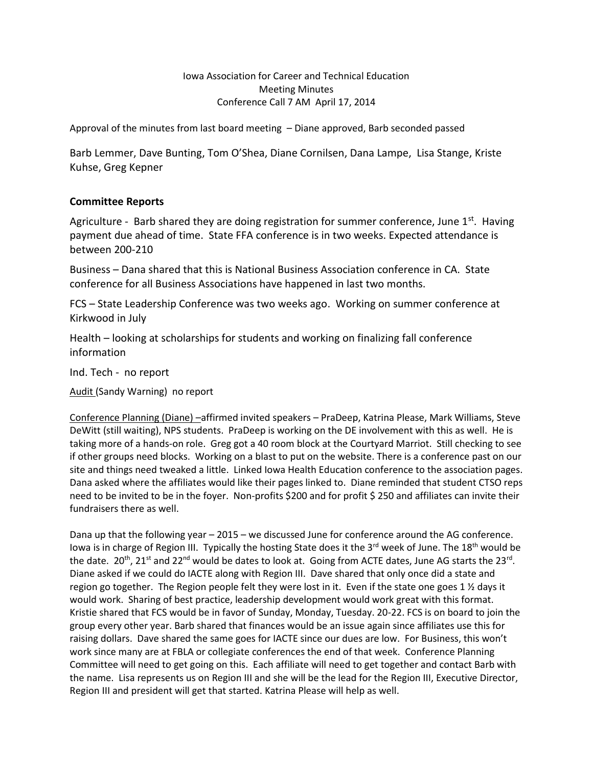Iowa Association for Career and Technical Education
Meeting Minutes
Conference Call 7 AM April 17, 2014

Approval of the minutes from last board meeting – Diane approved, Barb seconded passed

Barb Lemmer, Dave Bunting, Tom O'Shea, Diane Cornilsen, Dana Lampe, Lisa Stange, Kriste Kuhse, Greg Kepner

## Committee Reports

Agriculture - Barb shared they are doing registration for summer conference, June 1st. Having payment due ahead of time. State FFA conference is in two weeks. Expected attendance is between 200-210

Business – Dana shared that this is National Business Association conference in CA. State conference for all Business Associations have happened in last two months.

FCS – State Leadership Conference was two weeks ago. Working on summer conference at Kirkwood in July

Health – looking at scholarships for students and working on finalizing fall conference information

Ind. Tech - no report

Audit (Sandy Warning) no report

Conference Planning (Diane) –affirmed invited speakers – PraDeep, Katrina Please, Mark Williams, Steve DeWitt (still waiting), NPS students. PraDeep is working on the DE involvement with this as well. He is taking more of a hands-on role. Greg got a 40 room block at the Courtyard Marriot. Still checking to see if other groups need blocks. Working on a blast to put on the website. There is a conference past on our site and things need tweaked a little. Linked Iowa Health Education conference to the association pages. Dana asked where the affiliates would like their pages linked to. Diane reminded that student CTSO reps need to be invited to be in the foyer. Non-profits $200 and for profit $ 250 and affiliates can invite their fundraisers there as well.

Dana up that the following year – 2015 – we discussed June for conference around the AG conference. Iowa is in charge of Region III. Typically the hosting State does it the 3rd week of June. The 18th would be the date. 20th, 21st and 22nd would be dates to look at. Going from ACTE dates, June AG starts the 23rd. Diane asked if we could do IACTE along with Region III. Dave shared that only once did a state and region go together. The Region people felt they were lost in it. Even if the state one goes 1 ½ days it would work. Sharing of best practice, leadership development would work great with this format. Kristie shared that FCS would be in favor of Sunday, Monday, Tuesday. 20-22. FCS is on board to join the group every other year. Barb shared that finances would be an issue again since affiliates use this for raising dollars. Dave shared the same goes for IACTE since our dues are low. For Business, this won't work since many are at FBLA or collegiate conferences the end of that week. Conference Planning Committee will need to get going on this. Each affiliate will need to get together and contact Barb with the name. Lisa represents us on Region III and she will be the lead for the Region III, Executive Director, Region III and president will get that started. Katrina Please will help as well.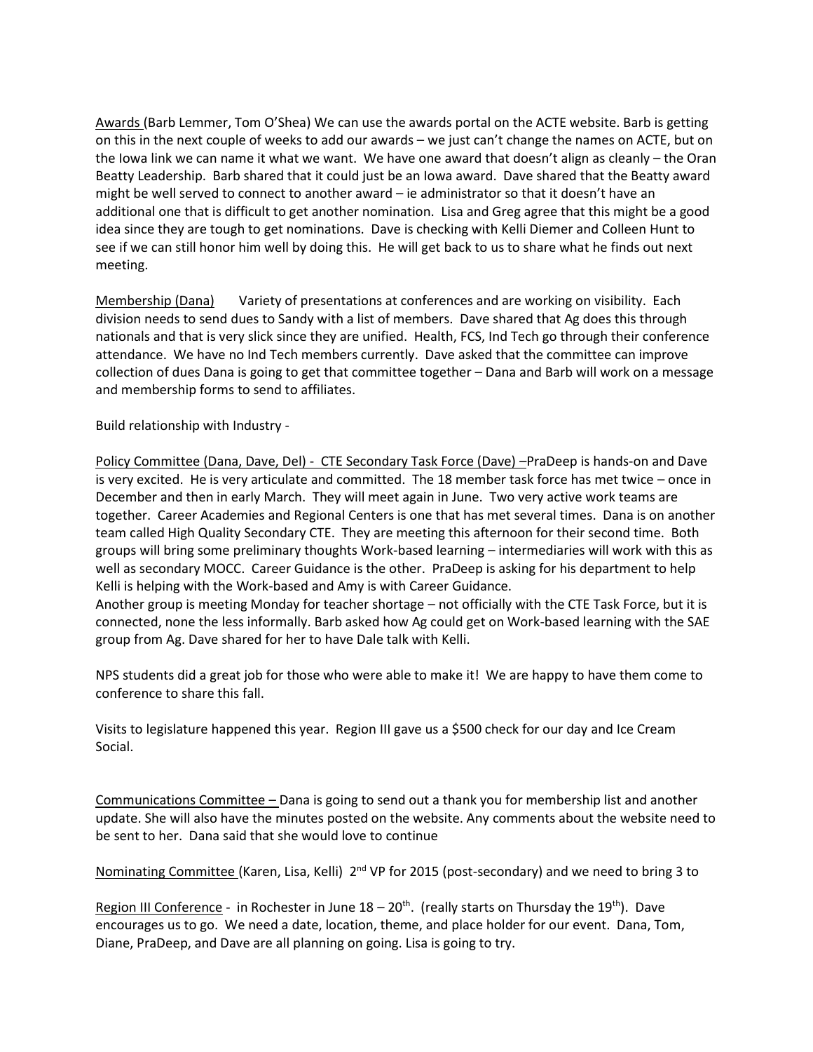Awards (Barb Lemmer, Tom O'Shea) We can use the awards portal on the ACTE website. Barb is getting on this in the next couple of weeks to add our awards – we just can't change the names on ACTE, but on the Iowa link we can name it what we want. We have one award that doesn't align as cleanly – the Oran Beatty Leadership. Barb shared that it could just be an Iowa award. Dave shared that the Beatty award might be well served to connect to another award – ie administrator so that it doesn't have an additional one that is difficult to get another nomination. Lisa and Greg agree that this might be a good idea since they are tough to get nominations. Dave is checking with Kelli Diemer and Colleen Hunt to see if we can still honor him well by doing this. He will get back to us to share what he finds out next meeting.

Membership (Dana) Variety of presentations at conferences and are working on visibility. Each division needs to send dues to Sandy with a list of members. Dave shared that Ag does this through nationals and that is very slick since they are unified. Health, FCS, Ind Tech go through their conference attendance. We have no Ind Tech members currently. Dave asked that the committee can improve collection of dues Dana is going to get that committee together – Dana and Barb will work on a message and membership forms to send to affiliates.

Build relationship with Industry -

Policy Committee (Dana, Dave, Del) - CTE Secondary Task Force (Dave) –PraDeep is hands-on and Dave is very excited. He is very articulate and committed. The 18 member task force has met twice – once in December and then in early March. They will meet again in June. Two very active work teams are together. Career Academies and Regional Centers is one that has met several times. Dana is on another team called High Quality Secondary CTE. They are meeting this afternoon for their second time. Both groups will bring some preliminary thoughts Work-based learning – intermediaries will work with this as well as secondary MOCC. Career Guidance is the other. PraDeep is asking for his department to help Kelli is helping with the Work-based and Amy is with Career Guidance.
Another group is meeting Monday for teacher shortage – not officially with the CTE Task Force, but it is connected, none the less informally. Barb asked how Ag could get on Work-based learning with the SAE group from Ag. Dave shared for her to have Dale talk with Kelli.

NPS students did a great job for those who were able to make it! We are happy to have them come to conference to share this fall.

Visits to legislature happened this year. Region III gave us a $500 check for our day and Ice Cream Social.

Communications Committee – Dana is going to send out a thank you for membership list and another update. She will also have the minutes posted on the website. Any comments about the website need to be sent to her. Dana said that she would love to continue

Nominating Committee (Karen, Lisa, Kelli) 2nd VP for 2015 (post-secondary) and we need to bring 3 to

Region III Conference - in Rochester in June 18 – 20th. (really starts on Thursday the 19th). Dave encourages us to go. We need a date, location, theme, and place holder for our event. Dana, Tom, Diane, PraDeep, and Dave are all planning on going. Lisa is going to try.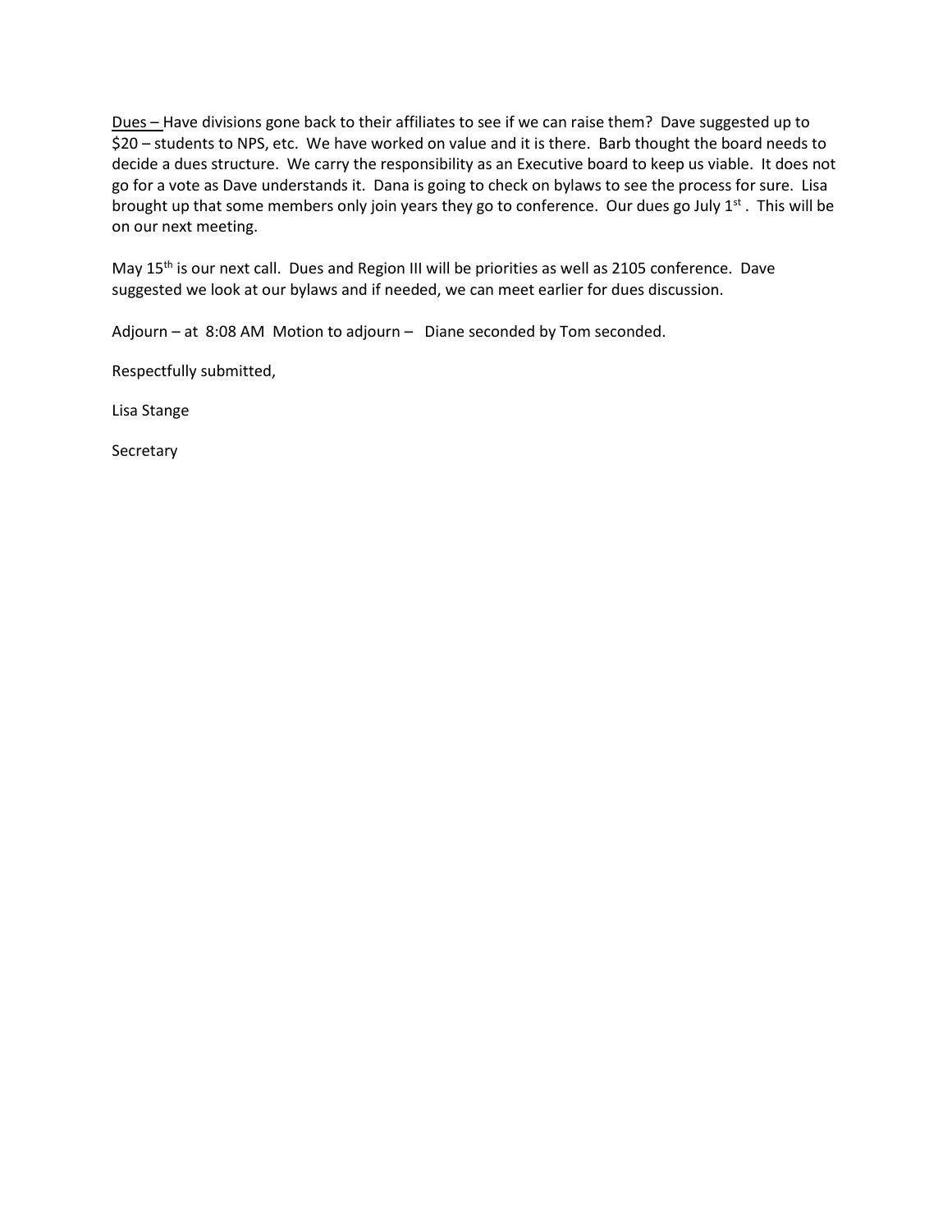Dues – Have divisions gone back to their affiliates to see if we can raise them? Dave suggested up to $20 – students to NPS, etc. We have worked on value and it is there. Barb thought the board needs to decide a dues structure. We carry the responsibility as an Executive board to keep us viable. It does not go for a vote as Dave understands it. Dana is going to check on bylaws to see the process for sure. Lisa brought up that some members only join years they go to conference. Our dues go July 1st . This will be on our next meeting.

May 15th is our next call. Dues and Region III will be priorities as well as 2105 conference. Dave suggested we look at our bylaws and if needed, we can meet earlier for dues discussion.

Adjourn – at 8:08 AM Motion to adjourn – Diane seconded by Tom seconded.

Respectfully submitted,

Lisa Stange

Secretary